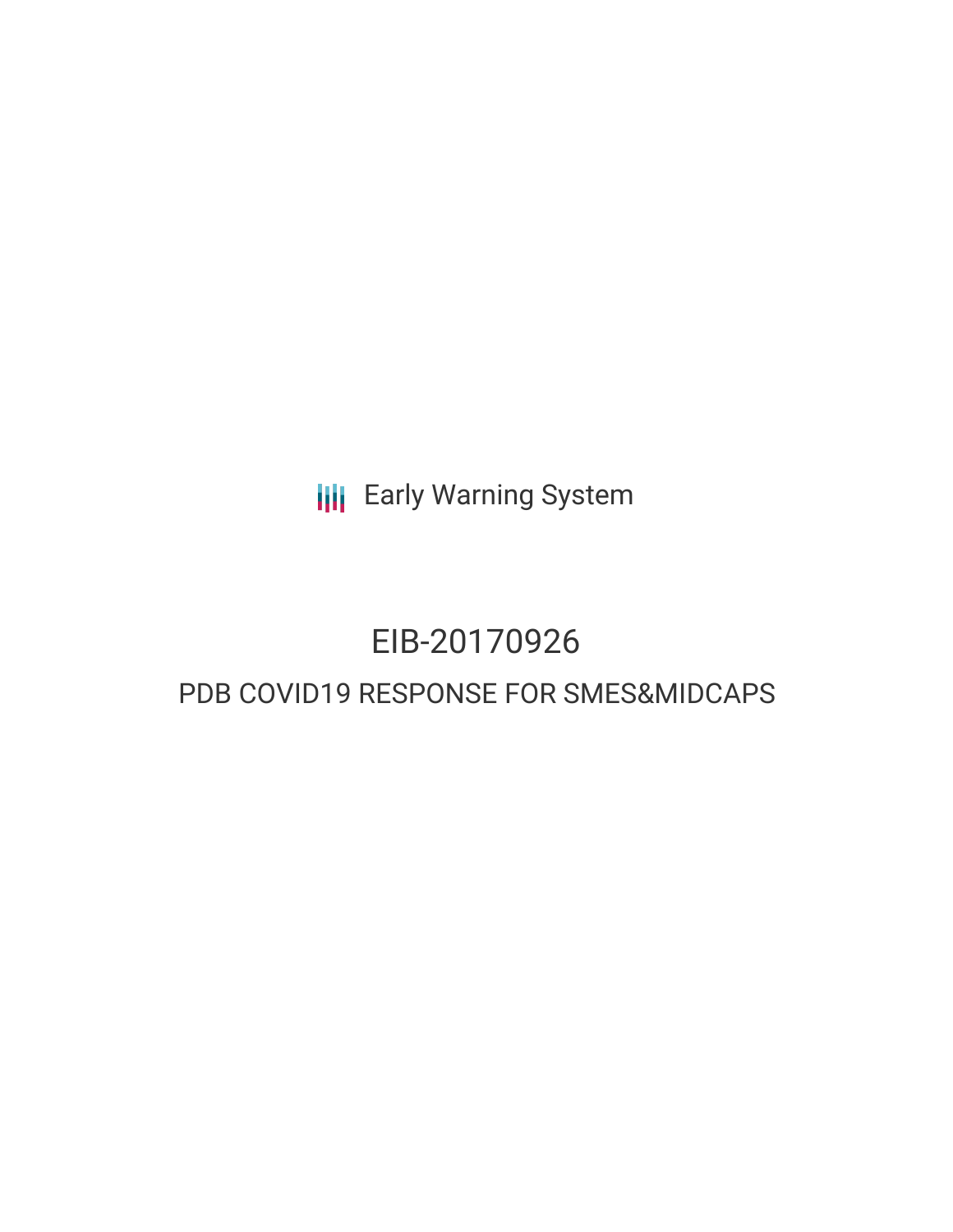Early Warning System

# EIB-20170926

## PDB COVID19 RESPONSE FOR SMES&MIDCAPS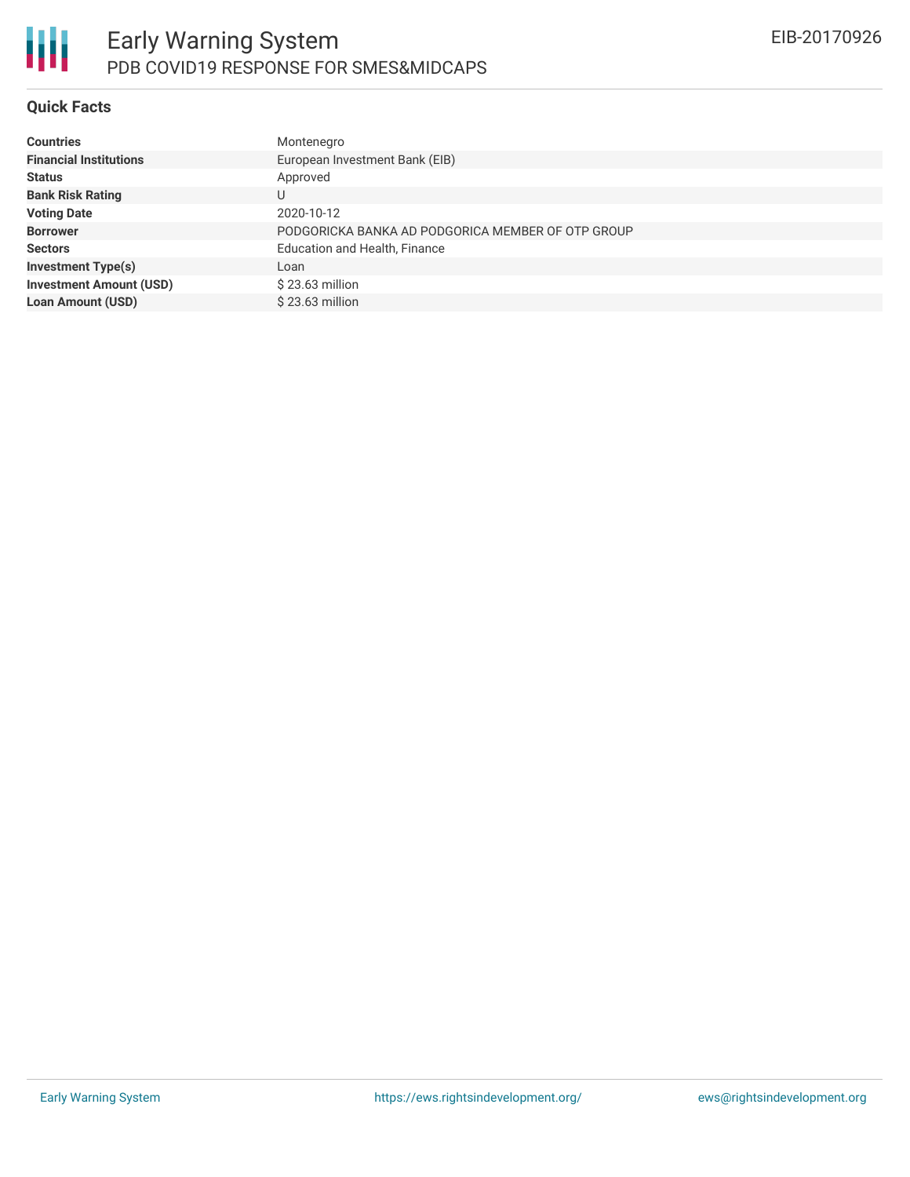# Early Warning System

## PDB COVID19 RESPONSE FOR SMES&MIDCAPS

EIB-20170926

### Quick Facts

| | |
|---|---|
| **Countries** | Montenegro |
| **Financial Institutions** | European Investment Bank (EIB) |
| **Status** | Approved |
| **Bank Risk Rating** | U |
| **Voting Date** | 2020-10-12 |
| **Borrower** | PODGORICKA BANKA AD PODGORICA MEMBER OF OTP GROUP |
| **Sectors** | Education and Health, Finance |
| **Investment Type(s)** | Loan |
| **Investment Amount (USD)** | $ 23.63 million |
| **Loan Amount (USD)** | $ 23.63 million |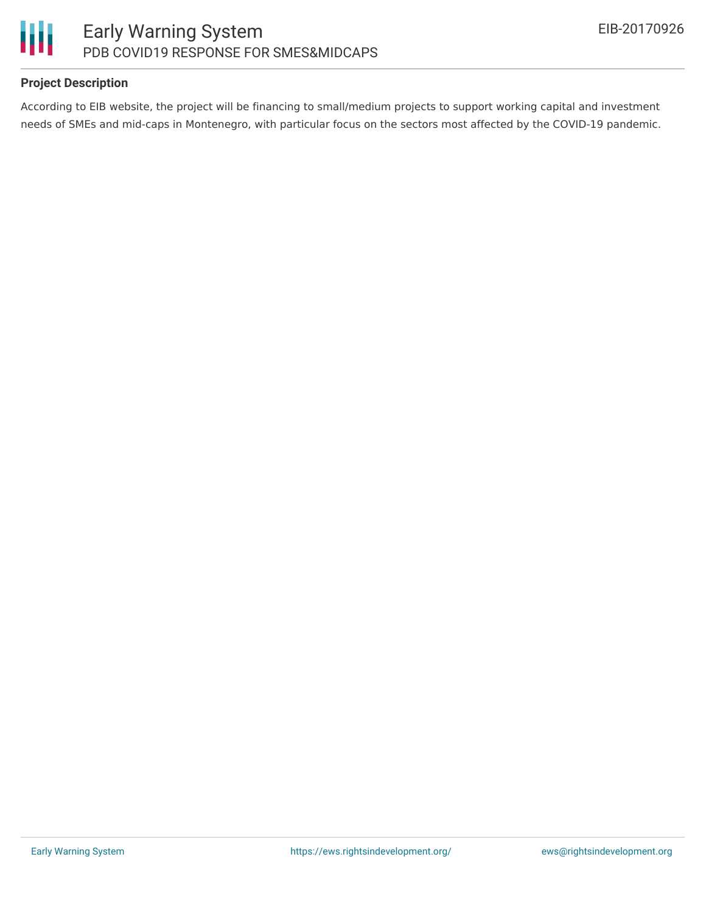### Project Description

According to EIB website, the project will be financing to small/medium projects to support working capital and investment needs of SMEs and mid-caps in Montenegro, with particular focus on the sectors most affected by the COVID-19 pandemic.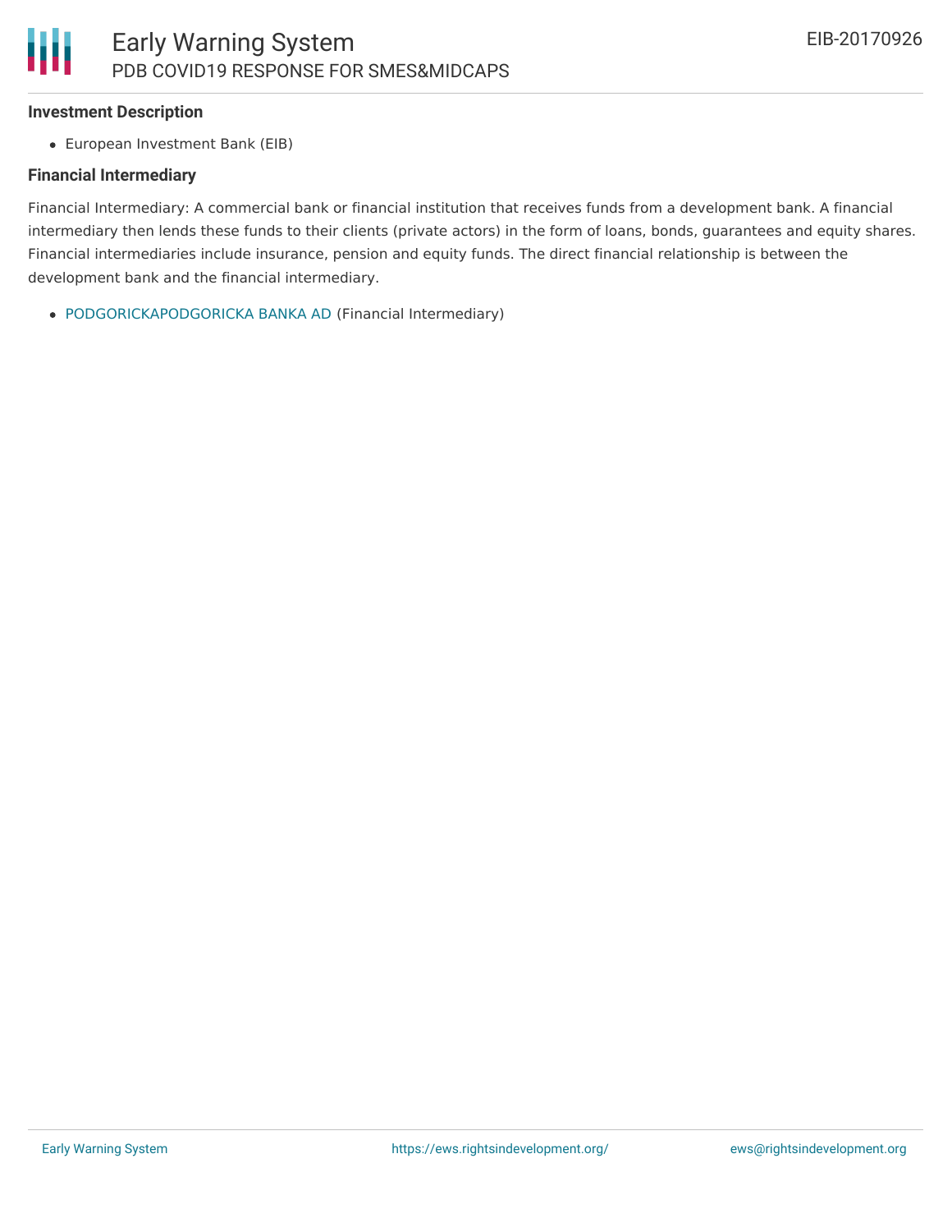### Investment Description

- European Investment Bank (EIB)

### Financial Intermediary

Financial Intermediary: A commercial bank or financial institution that receives funds from a development bank. A financial intermediary then lends these funds to their clients (private actors) in the form of loans, bonds, guarantees and equity shares. Financial intermediaries include insurance, pension and equity funds. The direct financial relationship is between the development bank and the financial intermediary.

- PODGORICKAPODGORICKA BANKA AD (Financial Intermediary)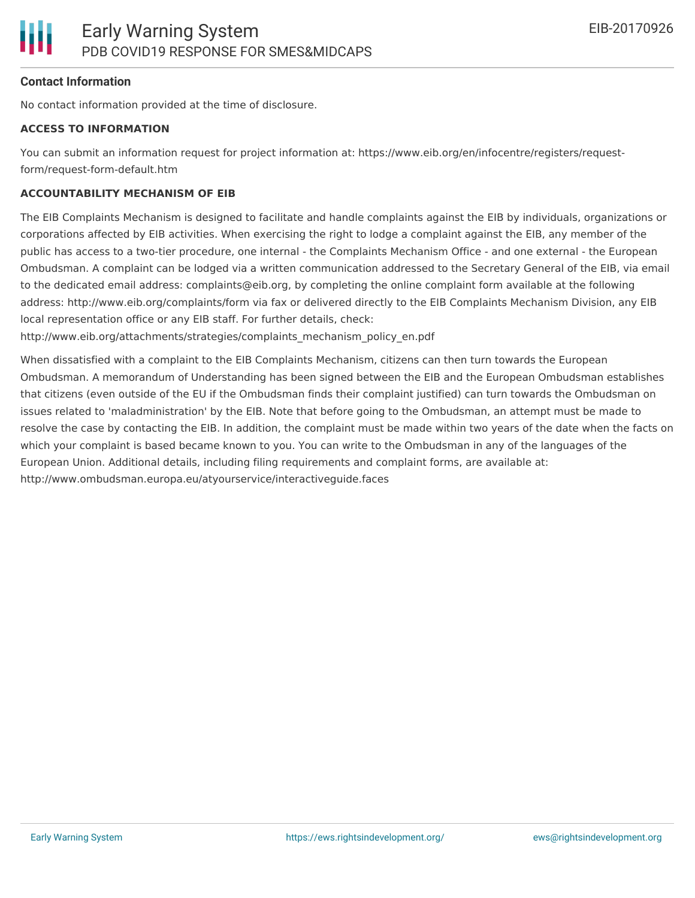**Contact Information**

No contact information provided at the time of disclosure.

**ACCESS TO INFORMATION**

You can submit an information request for project information at: https://www.eib.org/en/infocentre/registers/request-form/request-form-default.htm

**ACCOUNTABILITY MECHANISM OF EIB**

The EIB Complaints Mechanism is designed to facilitate and handle complaints against the EIB by individuals, organizations or corporations affected by EIB activities. When exercising the right to lodge a complaint against the EIB, any member of the public has access to a two-tier procedure, one internal - the Complaints Mechanism Office - and one external - the European Ombudsman. A complaint can be lodged via a written communication addressed to the Secretary General of the EIB, via email to the dedicated email address: complaints@eib.org, by completing the online complaint form available at the following address: http://www.eib.org/complaints/form via fax or delivered directly to the EIB Complaints Mechanism Division, any EIB local representation office or any EIB staff. For further details, check: http://www.eib.org/attachments/strategies/complaints_mechanism_policy_en.pdf

When dissatisfied with a complaint to the EIB Complaints Mechanism, citizens can then turn towards the European Ombudsman. A memorandum of Understanding has been signed between the EIB and the European Ombudsman establishes that citizens (even outside of the EU if the Ombudsman finds their complaint justified) can turn towards the Ombudsman on issues related to 'maladministration' by the EIB. Note that before going to the Ombudsman, an attempt must be made to resolve the case by contacting the EIB. In addition, the complaint must be made within two years of the date when the facts on which your complaint is based became known to you. You can write to the Ombudsman in any of the languages of the European Union. Additional details, including filing requirements and complaint forms, are available at: http://www.ombudsman.europa.eu/atyourservice/interactiveguide.faces